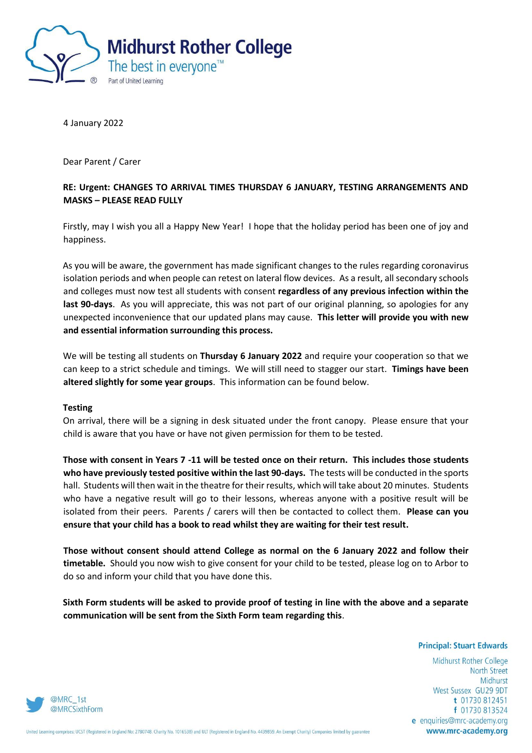# Midhurst Rother College

The best in everyone™

Part of United Learning

4 January 2022

Dear Parent / Carer

**RE: Urgent: CHANGES TO ARRIVAL TIMES THURSDAY 6 JANUARY, TESTING ARRANGEMENTS AND MASKS – PLEASE READ FULLY**

Firstly, may I wish you all a Happy New Year! I hope that the holiday period has been one of joy and happiness.

As you will be aware, the government has made significant changes to the rules regarding coronavirus isolation periods and when people can retest on lateral flow devices. As a result, all secondary schools and colleges must now test all students with consent **regardless of any previous infection within the last 90-days**. As you will appreciate, this was not part of our original planning, so apologies for any unexpected inconvenience that our updated plans may cause. **This letter will provide you with new and essential information surrounding this process.**

We will be testing all students on **Thursday 6 January 2022** and require your cooperation so that we can keep to a strict schedule and timings. We will still need to stagger our start. **Timings have been altered slightly for some year groups**. This information can be found below.

**Testing**

On arrival, there will be a signing in desk situated under the front canopy. Please ensure that your child is aware that you have or have not given permission for them to be tested.

**Those with consent in Years 7 -11 will be tested once on their return. This includes those students who have previously tested positive within the last 90-days.** The tests will be conducted in the sports hall. Students will then wait in the theatre for their results, which will take about 20 minutes. Students who have a negative result will go to their lessons, whereas anyone with a positive result will be isolated from their peers. Parents / carers will then be contacted to collect them. **Please can you ensure that your child has a book to read whilst they are waiting for their test result.**

**Those without consent should attend College as normal on the 6 January 2022 and follow their timetable.** Should you now wish to give consent for your child to be tested, please log on to Arbor to do so and inform your child that you have done this.

**Sixth Form students will be asked to provide proof of testing in line with the above and a separate communication will be sent from the Sixth Form team regarding this**.

**Principal: Stuart Edwards**

Midhurst Rother College
North Street
Midhurst
West Sussex GU29 9DT
t 01730 812451
f 01730 813524
e enquiries@mrc-academy.org
www.mrc-academy.org

@MRC_1st
@MRCSixthForm

United Learning comprises: UCST (Registered in England No: 2780748. Charity No. 1016538) and ULT (Registered in England No. 4439859. An Exempt Charity) Companies limited by guarantee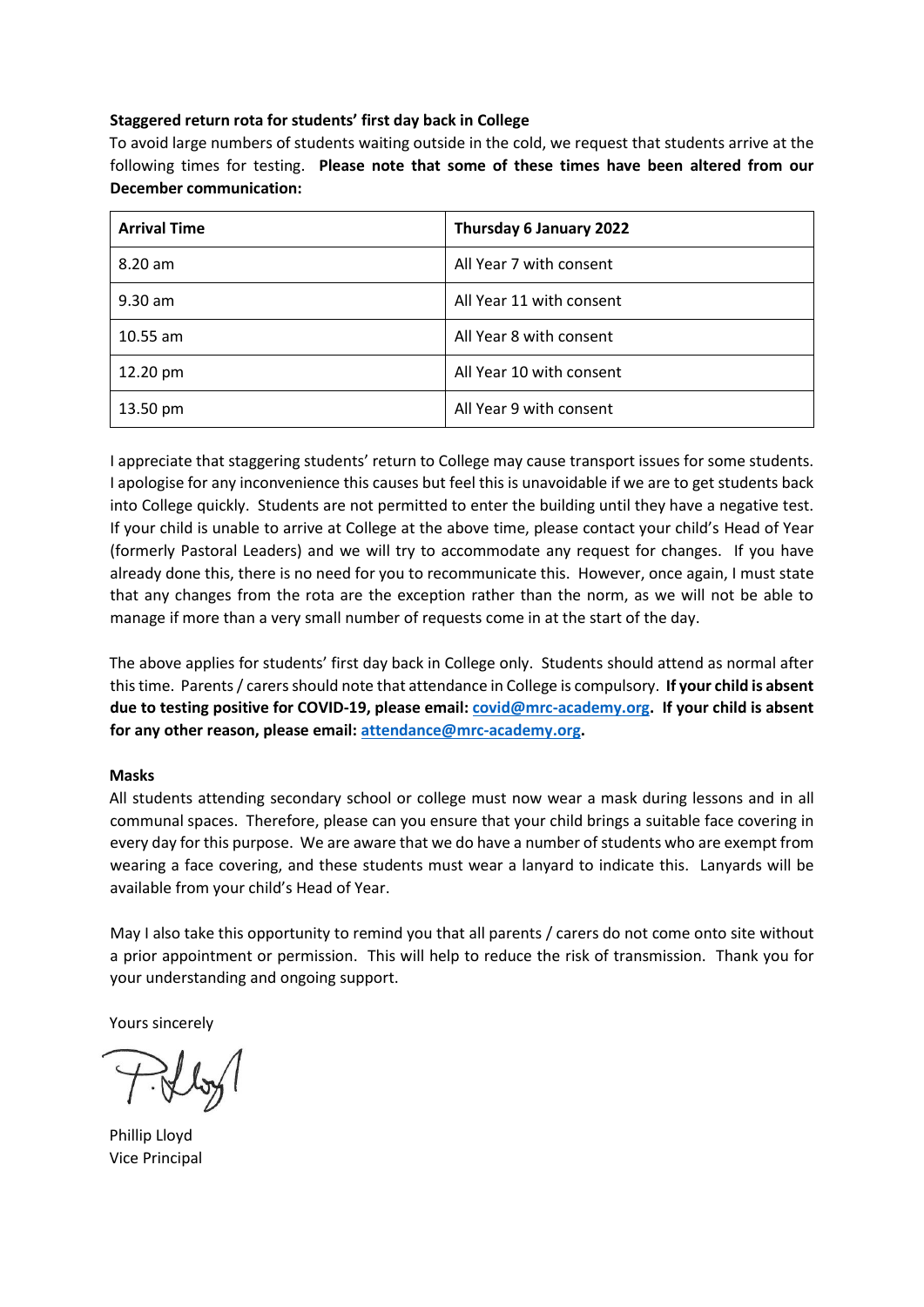**Staggered return rota for students' first day back in College**

To avoid large numbers of students waiting outside in the cold, we request that students arrive at the following times for testing. **Please note that some of these times have been altered from our December communication:**

| Arrival Time | Thursday 6 January 2022 |
|---|---|
| 8.20 am | All Year 7 with consent |
| 9.30 am | All Year 11 with consent |
| 10.55 am | All Year 8 with consent |
| 12.20 pm | All Year 10 with consent |
| 13.50 pm | All Year 9 with consent |

I appreciate that staggering students' return to College may cause transport issues for some students. I apologise for any inconvenience this causes but feel this is unavoidable if we are to get students back into College quickly. Students are not permitted to enter the building until they have a negative test. If your child is unable to arrive at College at the above time, please contact your child's Head of Year (formerly Pastoral Leaders) and we will try to accommodate any request for changes. If you have already done this, there is no need for you to recommunicate this. However, once again, I must state that any changes from the rota are the exception rather than the norm, as we will not be able to manage if more than a very small number of requests come in at the start of the day.

The above applies for students' first day back in College only. Students should attend as normal after this time. Parents / carers should note that attendance in College is compulsory. **If your child is absent due to testing positive for COVID-19, please email: covid@mrc-academy.org. If your child is absent for any other reason, please email: attendance@mrc-academy.org.**

**Masks**

All students attending secondary school or college must now wear a mask during lessons and in all communal spaces. Therefore, please can you ensure that your child brings a suitable face covering in every day for this purpose. We are aware that we do have a number of students who are exempt from wearing a face covering, and these students must wear a lanyard to indicate this. Lanyards will be available from your child's Head of Year.

May I also take this opportunity to remind you that all parents / carers do not come onto site without a prior appointment or permission. This will help to reduce the risk of transmission. Thank you for your understanding and ongoing support.

Yours sincerely

Phillip Lloyd
Vice Principal